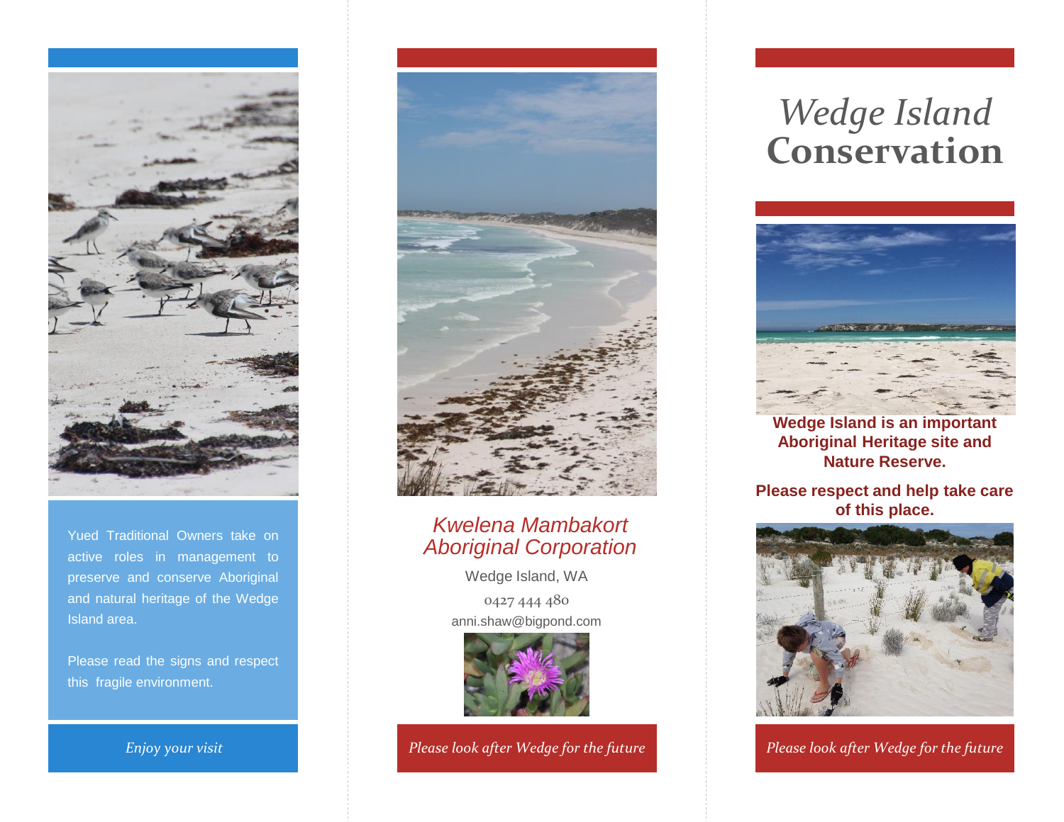Yued Traditional Owners take on active roles in management to preserve and conserve Aboriginal and natural heritage of the Wedge Island area.

Please read the signs and respect this fragile environment.

*Enjoy your visit*

*Kwelena Mambakort Aboriginal Corporation*

Wedge Island, WA

0427 444 480

anni.shaw@bigpond.com

*Please look after Wedge for the future*

# *Wedge Island* Conservation

**Wedge Island is an important Aboriginal Heritage site and Nature Reserve.**

**Please respect and help take care of this place.**

*Please look after Wedge for the future*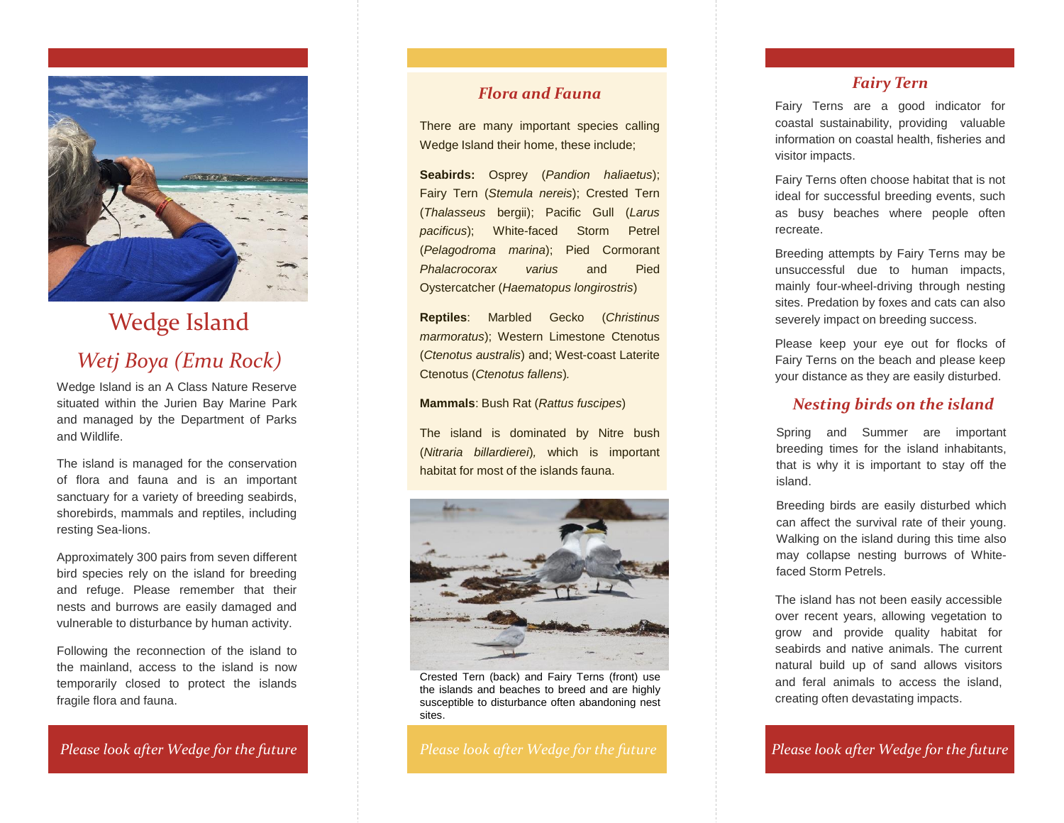# Wedge Island

## *Wetj Boya (Emu Rock)*

Wedge Island is an A Class Nature Reserve situated within the Jurien Bay Marine Park and managed by the Department of Parks and Wildlife.

The island is managed for the conservation of flora and fauna and is an important sanctuary for a variety of breeding seabirds, shorebirds, mammals and reptiles, including resting Sea-lions.

Approximately 300 pairs from seven different bird species rely on the island for breeding and refuge. Please remember that their nests and burrows are easily damaged and vulnerable to disturbance by human activity.

Following the reconnection of the island to the mainland, access to the island is now temporarily closed to protect the islands fragile flora and fauna.

*Please look after Wedge for the future*

## *Flora and Fauna*

There are many important species calling Wedge Island their home, these include;

**Seabirds:** Osprey (*Pandion haliaetus*); Fairy Tern (*Stemula nereis*); Crested Tern (*Thalasseus* bergii); Pacific Gull (*Larus pacificus*); White-faced Storm Petrel (*Pelagodroma marina*); Pied Cormorant *Phalacrocorax varius* and Pied Oystercatcher (*Haematopus longirostris*)

**Reptiles**: Marbled Gecko (*Christinus marmoratus*); Western Limestone Ctenotus (*Ctenotus australis*) and; West-coast Laterite Ctenotus (*Ctenotus fallens*).

**Mammals**: Bush Rat (*Rattus fuscipes*)

The island is dominated by Nitre bush (*Nitraria billardierei*), which is important habitat for most of the islands fauna.

Crested Tern (back) and Fairy Terns (front) use the islands and beaches to breed and are highly susceptible to disturbance often abandoning nest sites.

*Please look after Wedge for the future*

## *Fairy Tern*

Fairy Terns are a good indicator for coastal sustainability, providing valuable information on coastal health, fisheries and visitor impacts.

Fairy Terns often choose habitat that is not ideal for successful breeding events, such as busy beaches where people often recreate.

Breeding attempts by Fairy Terns may be unsuccessful due to human impacts, mainly four-wheel-driving through nesting sites. Predation by foxes and cats can also severely impact on breeding success.

Please keep your eye out for flocks of Fairy Terns on the beach and please keep your distance as they are easily disturbed.

## *Nesting birds on the island*

Spring and Summer are important breeding times for the island inhabitants, that is why it is important to stay off the island.

Breeding birds are easily disturbed which can affect the survival rate of their young. Walking on the island during this time also may collapse nesting burrows of White-faced Storm Petrels.

The island has not been easily accessible over recent years, allowing vegetation to grow and provide quality habitat for seabirds and native animals. The current natural build up of sand allows visitors and feral animals to access the island, creating often devastating impacts.

*Please look after Wedge for the future*